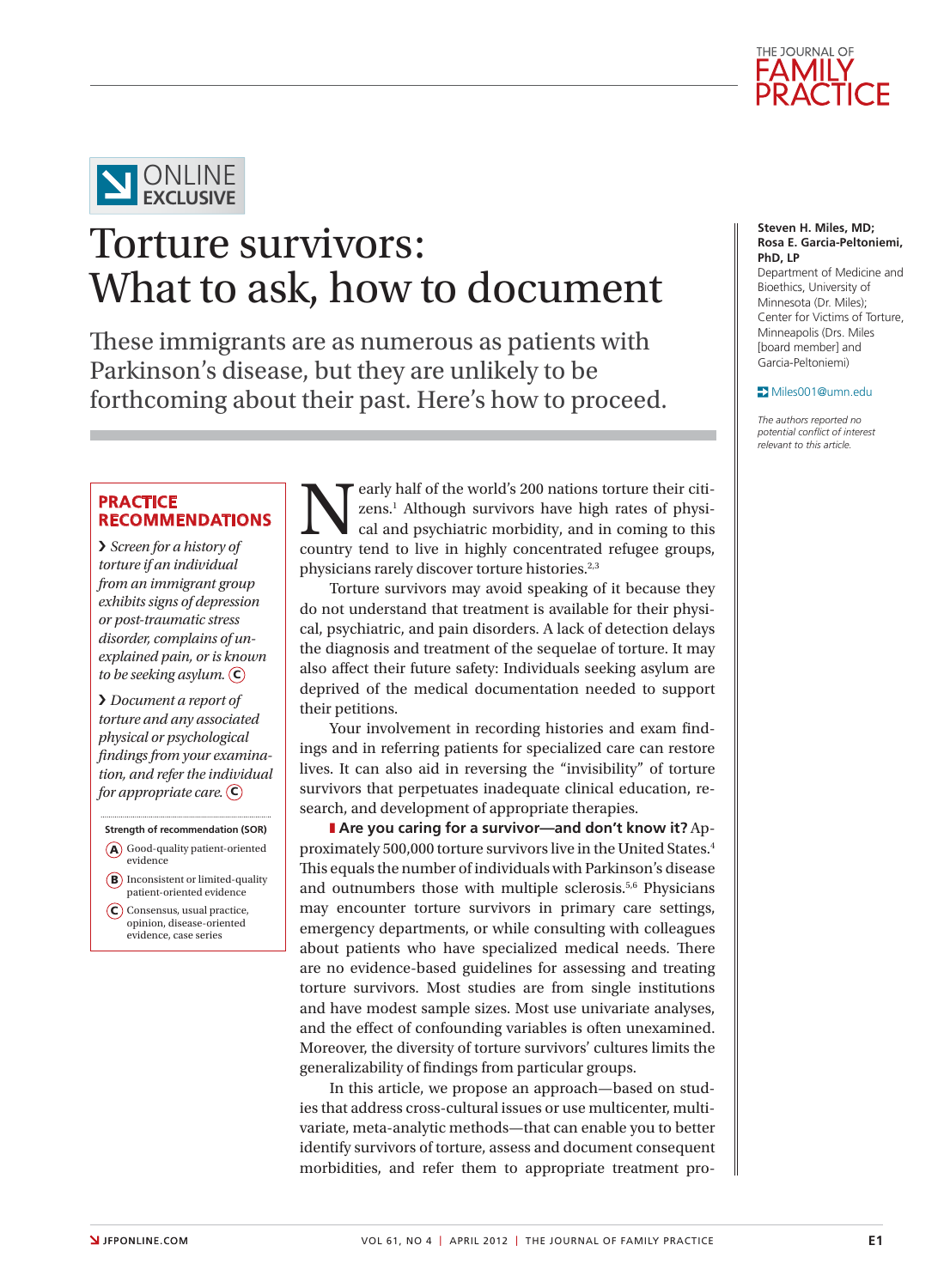ONLINE EXCLUSIVE

# Torture survivors: What to ask, how to document

These immigrants are as numerous as patients with Parkinson's disease, but they are unlikely to be forthcoming about their past. Here's how to proceed.

**Steven H. Miles, MD; Rosa E. Garcia-Peltoniemi, PhD, LP**
Department of Medicine and Bioethics, University of Minnesota (Dr. Miles); Center for Victims of Torture, Minneapolis (Drs. Miles [board member] and Garcia-Peltoniemi)

Miles001@umn.edu

*The authors reported no potential conflict of interest relevant to this article.*

## PRACTICE RECOMMENDATIONS

› *Screen for a history of torture if an individual from an immigrant group exhibits signs of depression or post-traumatic stress disorder, complains of unexplained pain, or is known to be seeking asylum.* (C)

› *Document a report of torture and any associated physical or psychological findings from your examination, and refer the individual for appropriate care.* (C)

**Strength of recommendation (SOR)**

(A) Good-quality patient-oriented evidence

(B) Inconsistent or limited-quality patient-oriented evidence

(C) Consensus, usual practice, opinion, disease-oriented evidence, case series

Nearly half of the world's 200 nations torture their citizens.[1] Although survivors have high rates of physical and psychiatric morbidity, and in coming to this country tend to live in highly concentrated refugee groups, physicians rarely discover torture histories.[2,3]

Torture survivors may avoid speaking of it because they do not understand that treatment is available for their physical, psychiatric, and pain disorders. A lack of detection delays the diagnosis and treatment of the sequelae of torture. It may also affect their future safety: Individuals seeking asylum are deprived of the medical documentation needed to support their petitions.

Your involvement in recording histories and exam findings and in referring patients for specialized care can restore lives. It can also aid in reversing the "invisibility" of torture survivors that perpetuates inadequate clinical education, research, and development of appropriate therapies.

**Are you caring for a survivor—and don't know it?** Approximately 500,000 torture survivors live in the United States.[4] This equals the number of individuals with Parkinson's disease and outnumbers those with multiple sclerosis.[5,6] Physicians may encounter torture survivors in primary care settings, emergency departments, or while consulting with colleagues about patients who have specialized medical needs. There are no evidence-based guidelines for assessing and treating torture survivors. Most studies are from single institutions and have modest sample sizes. Most use univariate analyses, and the effect of confounding variables is often unexamined. Moreover, the diversity of torture survivors' cultures limits the generalizability of findings from particular groups.

In this article, we propose an approach—based on studies that address cross-cultural issues or use multicenter, multivariate, meta-analytic methods—that can enable you to better identify survivors of torture, assess and document consequent morbidities, and refer them to appropriate treatment pro-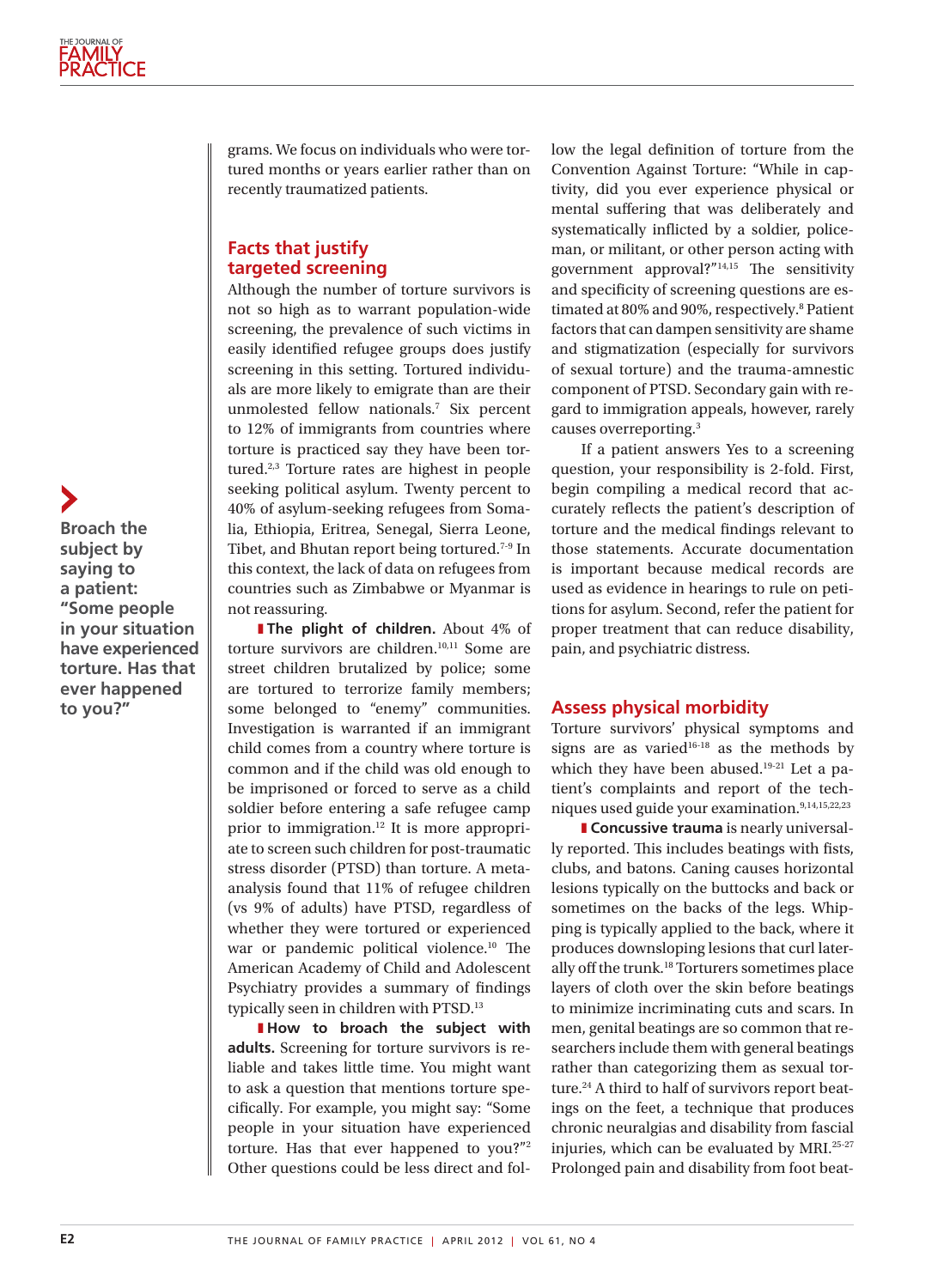grams. We focus on individuals who were tortured months or years earlier rather than on recently traumatized patients.

## Facts that justify targeted screening

Although the number of torture survivors is not so high as to warrant population-wide screening, the prevalence of such victims in easily identified refugee groups does justify screening in this setting. Tortured individuals are more likely to emigrate than are their unmolested fellow nationals.[7] Six percent to 12% of immigrants from countries where torture is practiced say they have been tortured.[2,3] Torture rates are highest in people seeking political asylum. Twenty percent to 40% of asylum-seeking refugees from Somalia, Ethiopia, Eritrea, Senegal, Sierra Leone, Tibet, and Bhutan report being tortured.[7-9] In this context, the lack of data on refugees from countries such as Zimbabwe or Myanmar is not reassuring.

**The plight of children.** About 4% of torture survivors are children.[10,11] Some are street children brutalized by police; some are tortured to terrorize family members; some belonged to "enemy" communities. Investigation is warranted if an immigrant child comes from a country where torture is common and if the child was old enough to be imprisoned or forced to serve as a child soldier before entering a safe refugee camp prior to immigration.[12] It is more appropriate to screen such children for post-traumatic stress disorder (PTSD) than torture. A meta-analysis found that 11% of refugee children (vs 9% of adults) have PTSD, regardless of whether they were tortured or experienced war or pandemic political violence.[10] The American Academy of Child and Adolescent Psychiatry provides a summary of findings typically seen in children with PTSD.[13]

**How to broach the subject with adults.** Screening for torture survivors is reliable and takes little time. You might want to ask a question that mentions torture specifically. For example, you might say: "Some people in your situation have experienced torture. Has that ever happened to you?"[2] Other questions could be less direct and follow the legal definition of torture from the Convention Against Torture: "While in captivity, did you ever experience physical or mental suffering that was deliberately and systematically inflicted by a soldier, policeman, or militant, or other person acting with government approval?"[14,15] The sensitivity and specificity of screening questions are estimated at 80% and 90%, respectively.[8] Patient factors that can dampen sensitivity are shame and stigmatization (especially for survivors of sexual torture) and the trauma-amnestic component of PTSD. Secondary gain with regard to immigration appeals, however, rarely causes overreporting.[3]

> **Broach the subject by saying to a patient: "Some people in your situation have experienced torture. Has that ever happened to you?"**

If a patient answers Yes to a screening question, your responsibility is 2-fold. First, begin compiling a medical record that accurately reflects the patient's description of torture and the medical findings relevant to those statements. Accurate documentation is important because medical records are used as evidence in hearings to rule on petitions for asylum. Second, refer the patient for proper treatment that can reduce disability, pain, and psychiatric distress.

## Assess physical morbidity

Torture survivors' physical symptoms and signs are as varied[16-18] as the methods by which they have been abused.[19-21] Let a patient's complaints and report of the techniques used guide your examination.[9,14,15,22,23]

**Concussive trauma** is nearly universally reported. This includes beatings with fists, clubs, and batons. Caning causes horizontal lesions typically on the buttocks and back or sometimes on the backs of the legs. Whipping is typically applied to the back, where it produces downsloping lesions that curl laterally off the trunk.[18] Torturers sometimes place layers of cloth over the skin before beatings to minimize incriminating cuts and scars. In men, genital beatings are so common that researchers include them with general beatings rather than categorizing them as sexual torture.[24] A third to half of survivors report beatings on the feet, a technique that produces chronic neuralgias and disability from fascial injuries, which can be evaluated by MRI.[25-27] Prolonged pain and disability from foot beat-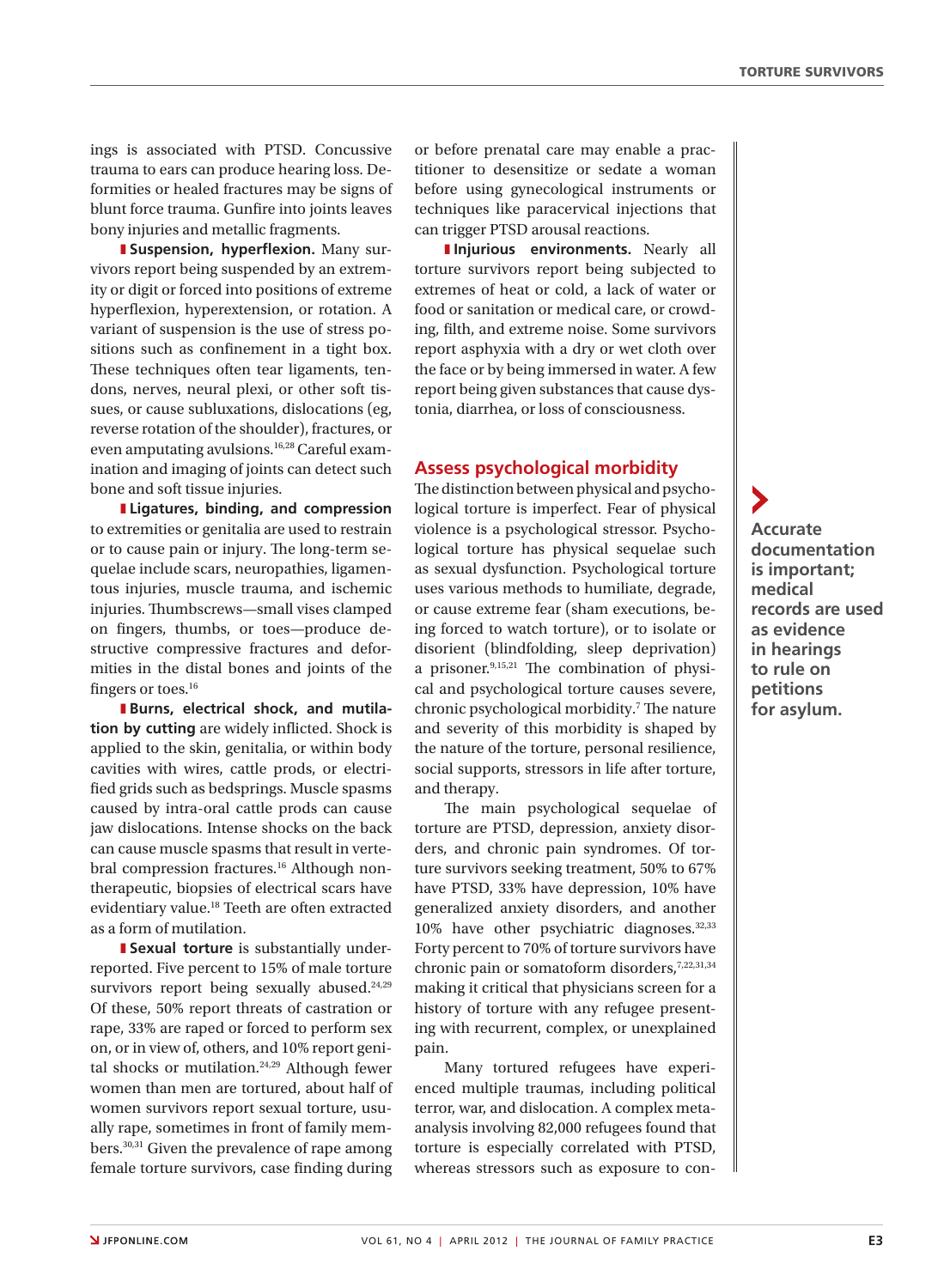ings is associated with PTSD. Concussive trauma to ears can produce hearing loss. Deformities or healed fractures may be signs of blunt force trauma. Gunfire into joints leaves bony injuries and metallic fragments.

**Suspension, hyperflexion.** Many survivors report being suspended by an extremity or digit or forced into positions of extreme hyperflexion, hyperextension, or rotation. A variant of suspension is the use of stress positions such as confinement in a tight box. These techniques often tear ligaments, tendons, nerves, neural plexi, or other soft tissues, or cause subluxations, dislocations (eg, reverse rotation of the shoulder), fractures, or even amputating avulsions.[16,28] Careful examination and imaging of joints can detect such bone and soft tissue injuries.

**Ligatures, binding, and compression** to extremities or genitalia are used to restrain or to cause pain or injury. The long-term sequelae include scars, neuropathies, ligamentous injuries, muscle trauma, and ischemic injuries. Thumbscrews—small vises clamped on fingers, thumbs, or toes—produce destructive compressive fractures and deformities in the distal bones and joints of the fingers or toes.[16]

**Burns, electrical shock, and mutilation by cutting** are widely inflicted. Shock is applied to the skin, genitalia, or within body cavities with wires, cattle prods, or electrified grids such as bedsprings. Muscle spasms caused by intra-oral cattle prods can cause jaw dislocations. Intense shocks on the back can cause muscle spasms that result in vertebral compression fractures.[16] Although nontherapeutic, biopsies of electrical scars have evidentiary value.[18] Teeth are often extracted as a form of mutilation.

**Sexual torture** is substantially underreported. Five percent to 15% of male torture survivors report being sexually abused.[24,29] Of these, 50% report threats of castration or rape, 33% are raped or forced to perform sex on, or in view of, others, and 10% report genital shocks or mutilation.[24,29] Although fewer women than men are tortured, about half of women survivors report sexual torture, usually rape, sometimes in front of family members.[30,31] Given the prevalence of rape among female torture survivors, case finding during or before prenatal care may enable a practitioner to desensitize or sedate a woman before using gynecological instruments or techniques like paracervical injections that can trigger PTSD arousal reactions.

**Injurious environments.** Nearly all torture survivors report being subjected to extremes of heat or cold, a lack of water or food or sanitation or medical care, or crowding, filth, and extreme noise. Some survivors report asphyxia with a dry or wet cloth over the face or by being immersed in water. A few report being given substances that cause dystonia, diarrhea, or loss of consciousness.

## Assess psychological morbidity

The distinction between physical and psychological torture is imperfect. Fear of physical violence is a psychological stressor. Psychological torture has physical sequelae such as sexual dysfunction. Psychological torture uses various methods to humiliate, degrade, or cause extreme fear (sham executions, being forced to watch torture), or to isolate or disorient (blindfolding, sleep deprivation) a prisoner.[9,15,21] The combination of physical and psychological torture causes severe, chronic psychological morbidity.[7] The nature and severity of this morbidity is shaped by the nature of the torture, personal resilience, social supports, stressors in life after torture, and therapy.

The main psychological sequelae of torture are PTSD, depression, anxiety disorders, and chronic pain syndromes. Of torture survivors seeking treatment, 50% to 67% have PTSD, 33% have depression, 10% have generalized anxiety disorders, and another 10% have other psychiatric diagnoses.[32,33] Forty percent to 70% of torture survivors have chronic pain or somatoform disorders,[7,22,31,34] making it critical that physicians screen for a history of torture with any refugee presenting with recurrent, complex, or unexplained pain.

Many tortured refugees have experienced multiple traumas, including political terror, war, and dislocation. A complex meta-analysis involving 82,000 refugees found that torture is especially correlated with PTSD, whereas stressors such as exposure to con-

**Accurate documentation is important; medical records are used as evidence in hearings to rule on petitions for asylum.**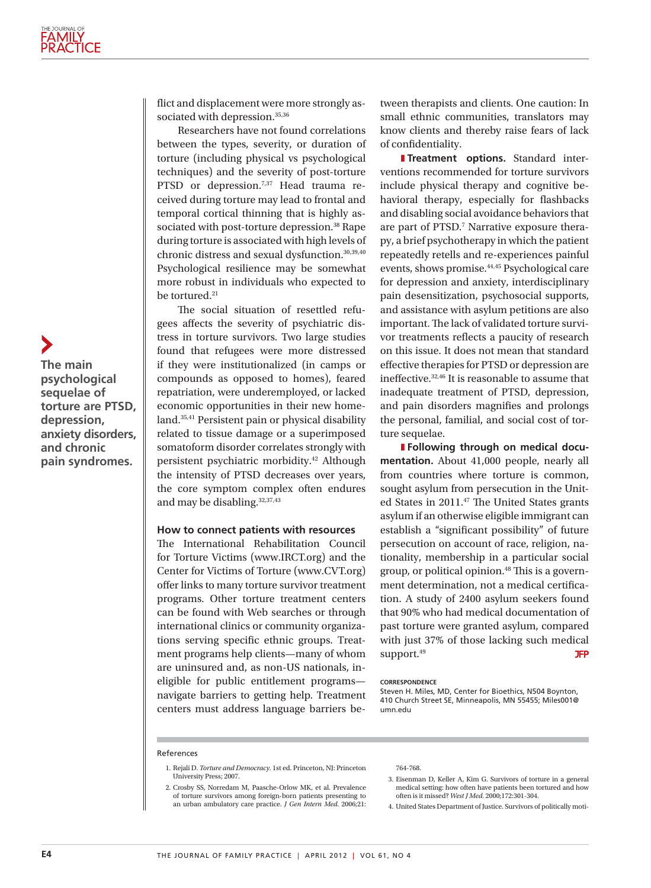flict and displacement were more strongly associated with depression.[35,36]

Researchers have not found correlations between the types, severity, or duration of torture (including physical vs psychological techniques) and the severity of post-torture PTSD or depression.[7,37] Head trauma received during torture may lead to frontal and temporal cortical thinning that is highly associated with post-torture depression.[38] Rape during torture is associated with high levels of chronic distress and sexual dysfunction.[30,39,40] Psychological resilience may be somewhat more robust in individuals who expected to be tortured.[21]

The social situation of resettled refugees affects the severity of psychiatric distress in torture survivors. Two large studies found that refugees were more distressed if they were institutionalized (in camps or compounds as opposed to homes), feared repatriation, were underemployed, or lacked economic opportunities in their new homeland.[35,41] Persistent pain or physical disability related to tissue damage or a superimposed somatoform disorder correlates strongly with persistent psychiatric morbidity.[42] Although the intensity of PTSD decreases over years, the core symptom complex often endures and may be disabling.[32,37,43]

**The main psychological sequelae of torture are PTSD, depression, anxiety disorders, and chronic pain syndromes.**

### How to connect patients with resources

The International Rehabilitation Council for Torture Victims (www.IRCT.org) and the Center for Victims of Torture (www.CVT.org) offer links to many torture survivor treatment programs. Other torture treatment centers can be found with Web searches or through international clinics or community organizations serving specific ethnic groups. Treatment programs help clients—many of whom are uninsured and, as non-US nationals, ineligible for public entitlement programs—navigate barriers to getting help. Treatment centers must address language barriers between therapists and clients. One caution: In small ethnic communities, translators may know clients and thereby raise fears of lack of confidentiality.

**Treatment options.** Standard interventions recommended for torture survivors include physical therapy and cognitive behavioral therapy, especially for flashbacks and disabling social avoidance behaviors that are part of PTSD.[7] Narrative exposure therapy, a brief psychotherapy in which the patient repeatedly retells and re-experiences painful events, shows promise.[44,45] Psychological care for depression and anxiety, interdisciplinary pain desensitization, psychosocial supports, and assistance with asylum petitions are also important. The lack of validated torture survivor treatments reflects a paucity of research on this issue. It does not mean that standard effective therapies for PTSD or depression are ineffective.[32,46] It is reasonable to assume that inadequate treatment of PTSD, depression, and pain disorders magnifies and prolongs the personal, familial, and social cost of torture sequelae.

**Following through on medical documentation.** About 41,000 people, nearly all from countries where torture is common, sought asylum from persecution in the United States in 2011.[47] The United States grants asylum if an otherwise eligible immigrant can establish a "significant possibility" of future persecution on account of race, religion, nationality, membership in a particular social group, or political opinion.[48] This is a government determination, not a medical certification. A study of 2400 asylum seekers found that 90% who had medical documentation of past torture were granted asylum, compared with just 37% of those lacking such medical support.[49] JFP

**CORRESPONDENCE**
Steven H. Miles, MD, Center for Bioethics, N504 Boynton, 410 Church Street SE, Minneapolis, MN 55455; Miles001@umn.edu

#### References

1. Rejali D. *Torture and Democracy*. 1st ed. Princeton, NJ: Princeton University Press; 2007.
2. Crosby SS, Norredam M, Paasche-Orlow MK, et al. Prevalence of torture survivors among foreign-born patients presenting to an urban ambulatory care practice. *J Gen Intern Med*. 2006;21:764-768.
3. Eisenman D, Keller A, Kim G. Survivors of torture in a general medical setting: how often have patients been tortured and how often is it missed? *West J Med*. 2000;172:301-304.
4. United States Department of Justice. Survivors of politically moti-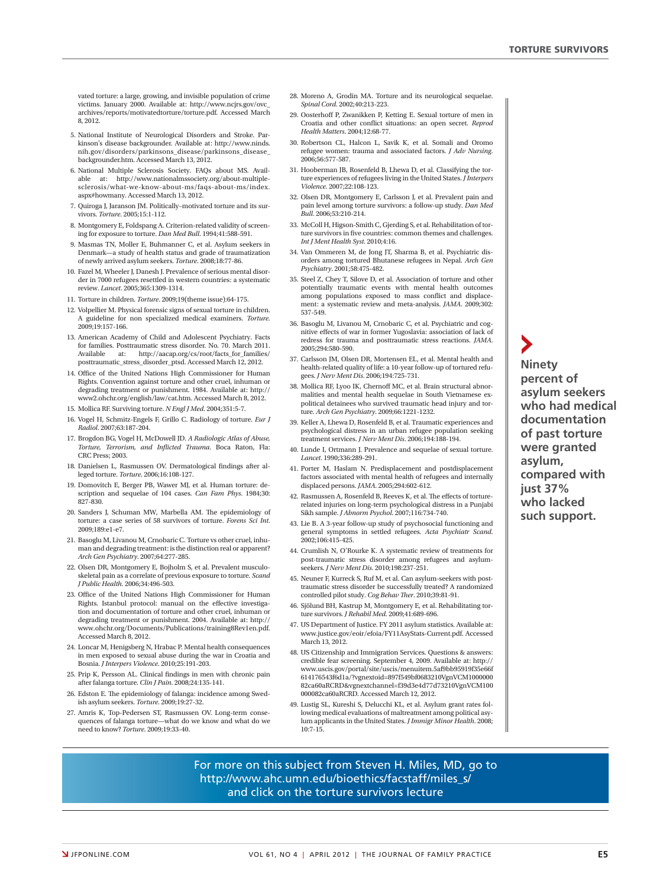vated torture: a large, growing, and invisible population of crime victims. January 2000. Available at: http://www.ncjrs.gov/ovc_archives/reports/motivatedtorture/torture.pdf. Accessed March 8, 2012.

5. National Institute of Neurological Disorders and Stroke. Parkinson's disease backgrounder. Available at: http://www.ninds.nih.gov/disorders/parkinsons_disease/parkinsons_disease_backgrounder.htm. Accessed March 13, 2012.
6. National Multiple Sclerosis Society. FAQs about MS. Available at: http://www.nationalmssociety.org/about-multiple-sclerosis/what-we-know-about-ms/faqs-about-ms/index.aspx#howmany. Accessed March 13, 2012.
7. Quiroga J, Jaranson JM. Politically-motivated torture and its survivors. *Torture*. 2005;15:1-112.
8. Montgomery E, Foldspang A. Criterion-related validity of screening for exposure to torture. *Dan Med Bull*. 1994;41:588-591.
9. Masmas TN, Moller E, Buhmanner C, et al. Asylum seekers in Denmark—a study of health status and grade of traumatization of newly arrived asylum seekers. *Torture*. 2008;18:77-86.
10. Fazel M, Wheeler J, Danesh J. Prevalence of serious mental disorder in 7000 refugees resettled in western countries: a systematic review. *Lancet*. 2005;365:1309-1314.
11. Torture in children. *Torture*. 2009;19(theme issue):64-175.
12. Volpellier M. Physical forensic signs of sexual torture in children. A guideline for non specialized medical examiners. *Torture*. 2009;19:157-166.
13. American Academy of Child and Adolescent Psychiatry. Facts for families. Posttraumatic stress disorder. No. 70. March 2011. Available at: http://aacap.org/cs/root/facts_for_families/posttraumatic_stress_disorder_ptsd. Accessed March 12, 2012.
14. Office of the United Nations High Commissioner for Human Rights. Convention against torture and other cruel, inhuman or degrading treatment or punishment. 1984. Available at: http://www2.ohchr.org/english/law/cat.htm. Accessed March 8, 2012.
15. Mollica RF. Surviving torture. *N Engl J Med*. 2004;351:5-7.
16. Vogel H, Schmitz-Engels F, Grillo C. Radiology of torture. *Eur J Radiol*. 2007;63:187-204.
17. Brogdon BG, Vogel H, McDowell JD. *A Radiologic Atlas of Abuse, Torture, Terrorism, and Inflicted Trauma*. Boca Raton, Fla: CRC Press; 2003.
18. Danielsen L, Rasmussen OV. Dermatological findings after alleged torture. *Torture*. 2006;16:108-127.
19. Domovitch E, Berger PB, Wawer MJ, et al. Human torture: description and sequelae of 104 cases. *Can Fam Phys*. 1984;30:827-830.
20. Sanders J, Schuman MW, Marbella AM. The epidemiology of torture: a case series of 58 survivors of torture. *Forens Sci Int*. 2009;189:e1-e7.
21. Basoglu M, Livanou M, Crnobaric C. Torture vs other cruel, inhuman and degrading treatment: is the distinction real or apparent? *Arch Gen Psychiatry*. 2007;64:277-285.
22. Olsen DR, Montgomery E, Bojholm S, et al. Prevalent musculoskeletal pain as a correlate of previous exposure to torture. *Scand J Public Health*. 2006;34:496-503.
23. Office of the United Nations High Commissioner for Human Rights. Istanbul protocol: manual on the effective investigation and documentation of torture and other cruel, inhuman or degrading treatment or punishment. 2004. Available at: http://www.ohchr.org/Documents/Publications/training8Rev1en.pdf. Accessed March 8, 2012.
24. Loncar M, Henigsberg N, Hrabac P. Mental health consequences in men exposed to sexual abuse during the war in Croatia and Bosnia. *J Interpers Violence*. 2010;25:191-203.
25. Prip K, Persson AL. Clinical findings in men with chronic pain after falanga torture. *Clin J Pain*. 2008;24:135-141.
26. Edston E. The epidemiology of falanga: incidence among Swedish asylum seekers. *Torture*. 2009;19:27-32.
27. Amris K, Top-Pedersen ST, Rasmussen OV. Long-term consequences of falanga torture—what do we know and what do we need to know? *Torture*. 2009;19:33-40.
28. Moreno A, Grodin MA. Torture and its neurological sequelae. *Spinal Cord*. 2002;40:213-223.
29. Oosterhoff P, Zwanikken P, Ketting E. Sexual torture of men in Croatia and other conflict situations: an open secret. *Reprod Health Matters*. 2004;12:68-77.
30. Robertson CL, Halcon L, Savik K, et al. Somali and Oromo refugee women: trauma and associated factors. *J Adv Nursing*. 2006;56:577-587.
31. Hooberman JB, Rosenfeld B, Lhewa D, et al. Classifying the torture experiences of refugees living in the United States. *J Interpers Violence*. 2007;22:108-123.
32. Olsen DR, Montgomery E, Carlsson J, et al. Prevalent pain and pain level among torture survivors: a follow-up study. *Dan Med Bull*. 2006;53:210-214.
33. McColl H, Higson-Smith C, Gjerding S, et al. Rehabilitation of torture survivors in five countries: common themes and challenges. *Int J Ment Health Syst*. 2010;4:16.
34. Van Ommeren M, de Jong JT, Sharma B, et al. Psychiatric disorders among tortured Bhutanese refugees in Nepal. *Arch Gen Psychiatry*. 2001;58:475-482.
35. Steel Z, Chey T, Silove D, et al. Association of torture and other potentially traumatic events with mental health outcomes among populations exposed to mass conflict and displacement: a systematic review and meta-analysis. *JAMA*. 2009;302:537-549.
36. Basoglu M, Livanou M, Crnobaric C, et al. Psychiatric and cognitive effects of war in former Yugoslavia: association of lack of redress for trauma and posttraumatic stress reactions. *JAMA*. 2005;294:580-590.
37. Carlsson JM, Olsen DR, Mortensen EL, et al. Mental health and health-related quality of life: a 10-year follow-up of tortured refugees. *J Nerv Ment Dis*. 2006;194:725-731.
38. Mollica RF, Lyoo IK, Chernoff MC, et al. Brain structural abnormalities and mental health sequelae in South Vietnamese ex-political detainees who survived traumatic head injury and torture. *Arch Gen Psychiatry*. 2009;66:1221-1232.
39. Keller A, Lhewa D, Rosenfeld B, et al. Traumatic experiences and psychological distress in an urban refugee population seeking treatment services. *J Nerv Ment Dis*. 2006;194:188-194.
40. Lunde I, Ortmann J. Prevalence and sequelae of sexual torture. *Lancet*. 1990;336:289-291.
41. Porter M, Haslam N. Predisplacement and postdisplacement factors associated with mental health of refugees and internally displaced persons. *JAMA*. 2005;294:602-612.
42. Rasmussen A, Rosenfeld B, Reeves K, et al. The effects of torture-related injuries on long-term psychological distress in a Punjabi Sikh sample. *J Abnorm Psychol*. 2007;116:734-740.
43. Lie B. A 3-year follow-up study of psychosocial functioning and general symptoms in settled refugees. *Acta Psychiatr Scand*. 2002;106:415-425.
44. Crumlish N, O'Rourke K. A systematic review of treatments for post-traumatic stress disorder among refugees and asylum-seekers. *J Nerv Ment Dis*. 2010;198:237-251.
45. Neuner F, Kurreck S, Ruf M, et al. Can asylum-seekers with posttraumatic stress disorder be successfully treated? A randomized controlled pilot study. *Cog Behav Ther*. 2010;39:81-91.
46. Sjölund BH, Kastrup M, Montgomery E, et al. Rehabilitating torture survivors. *J Rehabil Med*. 2009;41:689-696.
47. US Department of Justice. FY 2011 asylum statistics. Available at: www.justice.gov/eoir/efoia/FY11AsyStats-Current.pdf. Accessed March 13, 2012.
48. US Citizenship and Immigration Services. Questions & answers: credible fear screening. September 4, 2009. Available at: http://www.uscis.gov/portal/site/uscis/menuitem.5af9bb95919f35e66f614176543f6d1a/?vgnextoid=897f549bf0683210VgnVCM100000082ca60aRCRD&vgnextchannel=f39d3e4d77d73210VgnVCM100000082ca60aRCRD. Accessed March 12, 2012.
49. Lustig SL, Kureshi S, Delucchi KL, et al. Asylum grant rates following medical evaluations of maltreatment among political asylum applicants in the United States. *J Immigr Minor Health*. 2008;10:7-15.

**Ninety percent of asylum seekers who had medical documentation of past torture were granted asylum, compared with just 37% who lacked such support.**

For more on this subject from Steven H. Miles, MD, go to http://www.ahc.umn.edu/bioethics/facstaff/miles_s/ and click on the torture survivors lecture